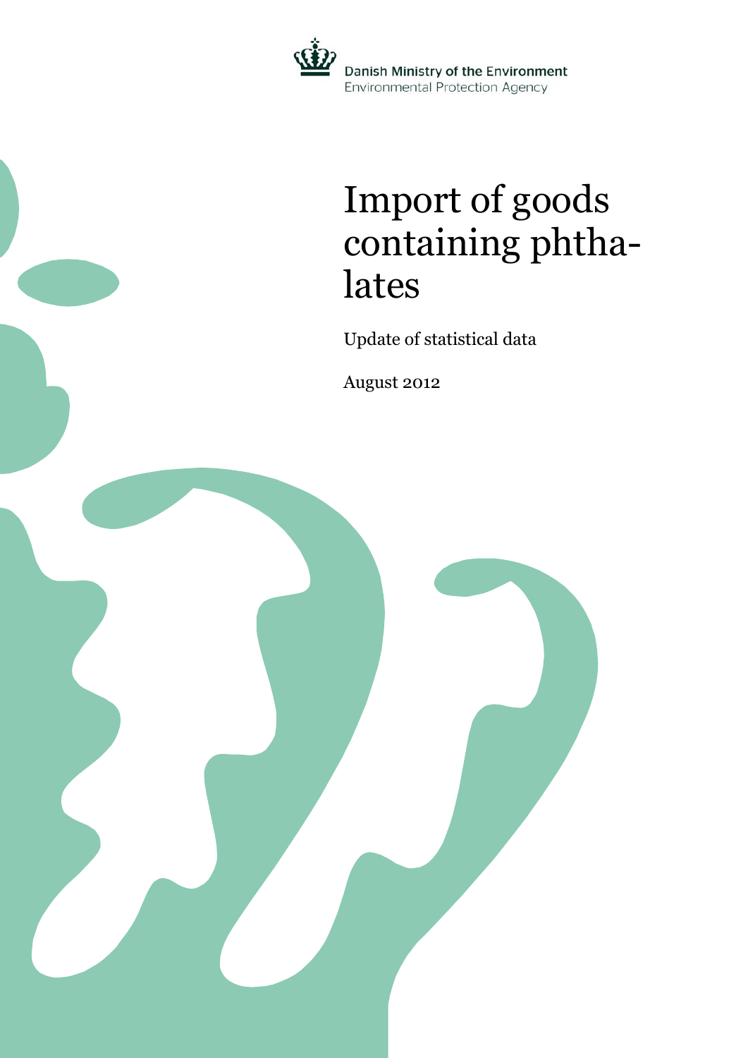Danish Ministry of the Environment
Environmental Protection Agency

# Import of goods containing phthalates

Update of statistical data

August 2012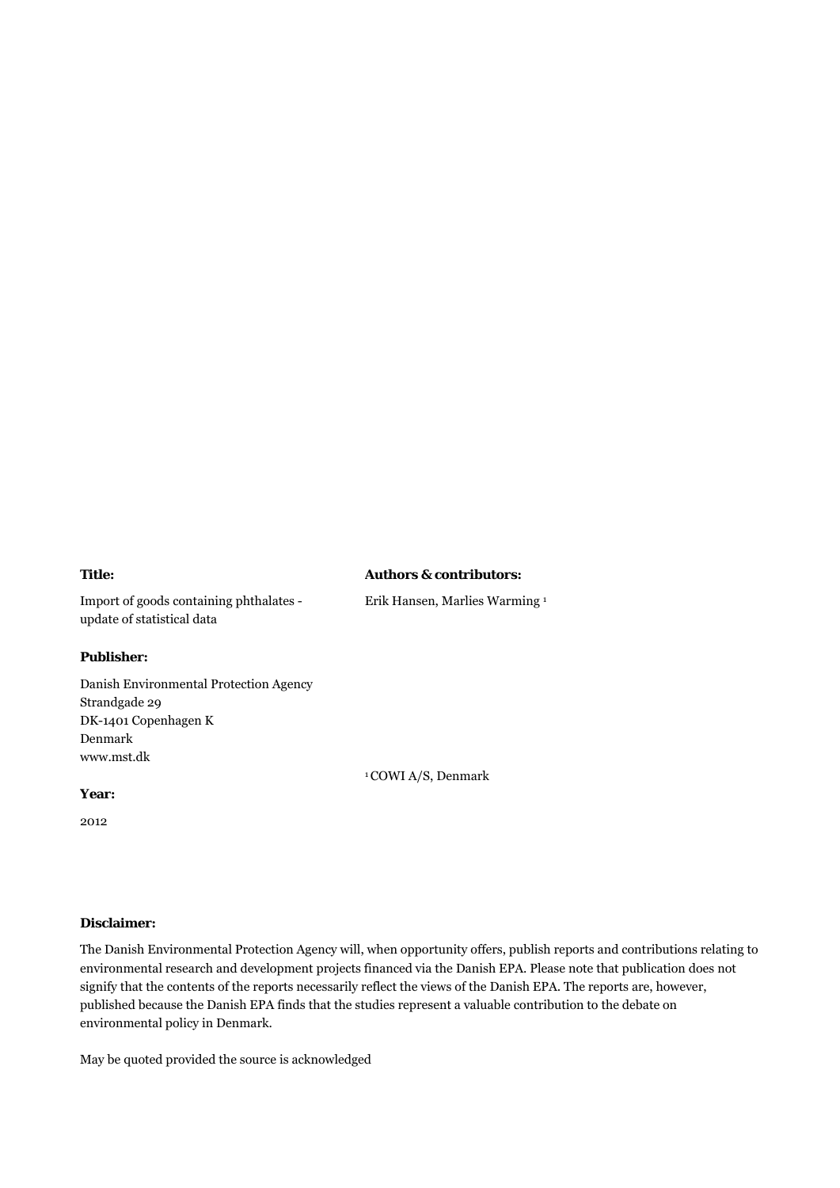**Title:**

Import of goods containing phthalates - update of statistical data

**Authors & contributors:**

Erik Hansen, Marlies Warming [1]

[1] COWI A/S, Denmark

**Publisher:**

Danish Environmental Protection Agency
Strandgade 29
DK-1401 Copenhagen K
Denmark
www.mst.dk

**Year:**

2012

**Disclaimer:**

The Danish Environmental Protection Agency will, when opportunity offers, publish reports and contributions relating to environmental research and development projects financed via the Danish EPA. Please note that publication does not signify that the contents of the reports necessarily reflect the views of the Danish EPA. The reports are, however, published because the Danish EPA finds that the studies represent a valuable contribution to the debate on environmental policy in Denmark.

May be quoted provided the source is acknowledged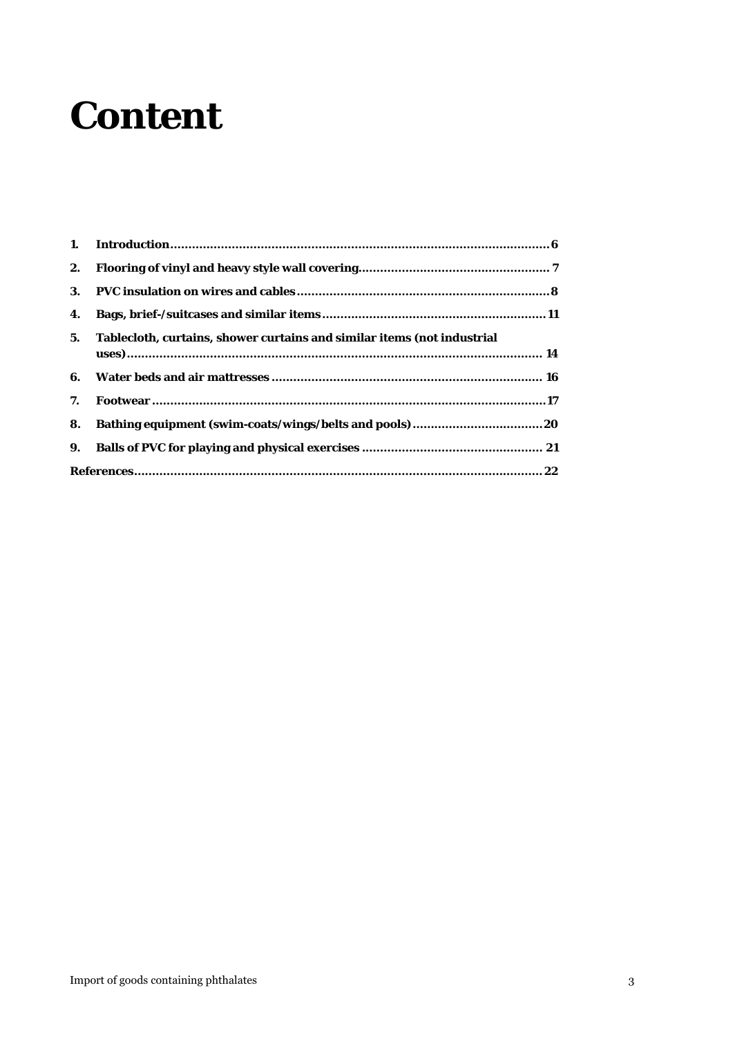# Content

1. **Introduction** ........................................................................................................ **6**
2. **Flooring of vinyl and heavy style wall covering** .................................................... **7**
3. **PVC insulation on wires and cables** ..................................................................... **8**
4. **Bags, brief-/suitcases and similar items** ............................................................. **11**
5. **Tablecloth, curtains, shower curtains and similar items (not industrial uses)** .................................................................................................................. **14**
6. **Water beds and air mattresses** .......................................................................... **16**
7. **Footwear** ............................................................................................................ **17**
8. **Bathing equipment (swim-coats/wings/belts and pools)** .................................... **20**
9. **Balls of PVC for playing and physical exercises** ................................................. **21**

**References** ................................................................................................................ **22**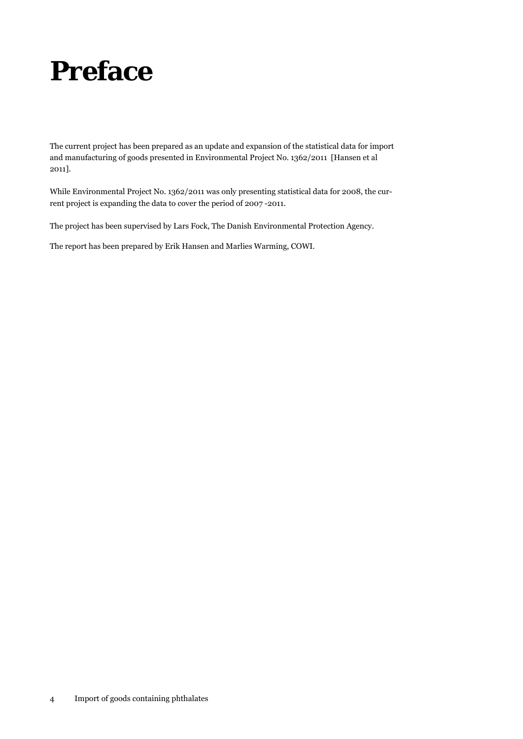# Preface

The current project has been prepared as an update and expansion of the statistical data for import and manufacturing of goods presented in Environmental Project No. 1362/2011 [Hansen et al 2011].

While Environmental Project No. 1362/2011 was only presenting statistical data for 2008, the current project is expanding the data to cover the period of 2007 -2011.

The project has been supervised by Lars Fock, The Danish Environmental Protection Agency.

The report has been prepared by Erik Hansen and Marlies Warming, COWI.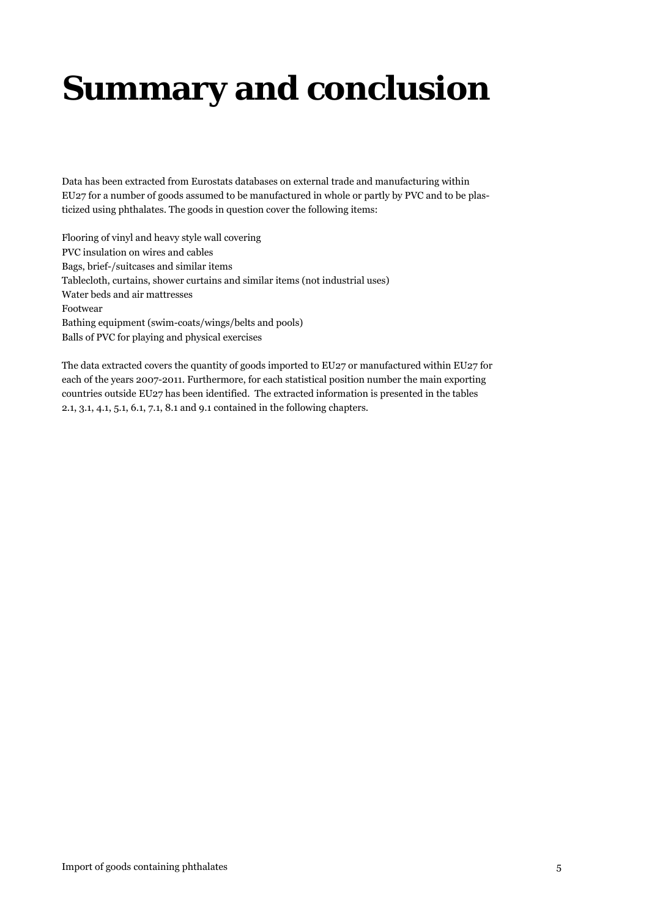# Summary and conclusion

Data has been extracted from Eurostats databases on external trade and manufacturing within EU27 for a number of goods assumed to be manufactured in whole or partly by PVC and to be plasticized using phthalates. The goods in question cover the following items:

Flooring of vinyl and heavy style wall covering
PVC insulation on wires and cables
Bags, brief-/suitcases and similar items
Tablecloth, curtains, shower curtains and similar items (not industrial uses)
Water beds and air mattresses
Footwear
Bathing equipment (swim-coats/wings/belts and pools)
Balls of PVC for playing and physical exercises

The data extracted covers the quantity of goods imported to EU27 or manufactured within EU27 for each of the years 2007-2011. Furthermore, for each statistical position number the main exporting countries outside EU27 has been identified. The extracted information is presented in the tables 2.1, 3.1, 4.1, 5.1, 6.1, 7.1, 8.1 and 9.1 contained in the following chapters.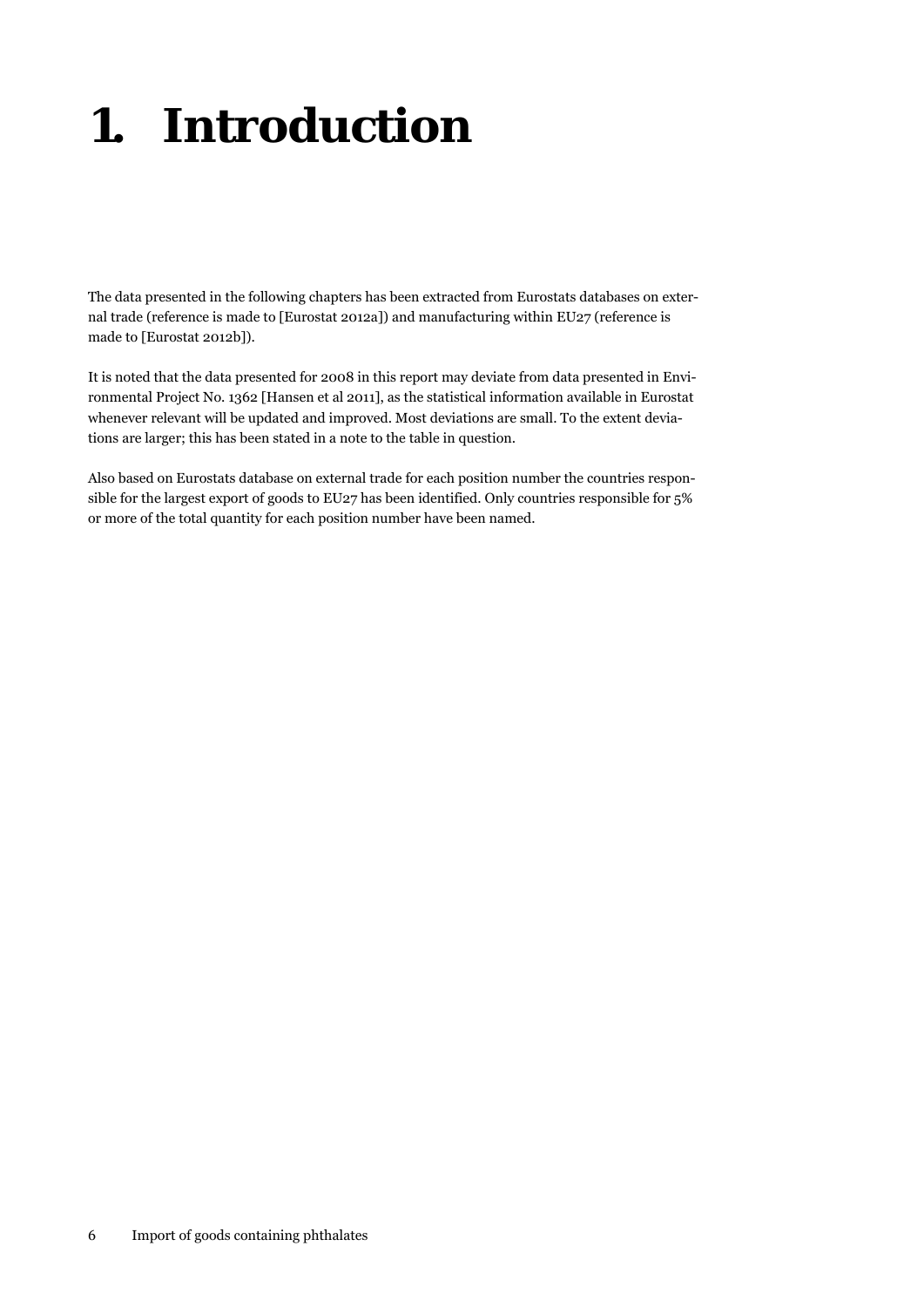# 1. Introduction

The data presented in the following chapters has been extracted from Eurostats databases on external trade (reference is made to [Eurostat 2012a]) and manufacturing within EU27 (reference is made to [Eurostat 2012b]).

It is noted that the data presented for 2008 in this report may deviate from data presented in Environmental Project No. 1362 [Hansen et al 2011], as the statistical information available in Eurostat whenever relevant will be updated and improved. Most deviations are small. To the extent deviations are larger; this has been stated in a note to the table in question.

Also based on Eurostats database on external trade for each position number the countries responsible for the largest export of goods to EU27 has been identified. Only countries responsible for 5% or more of the total quantity for each position number have been named.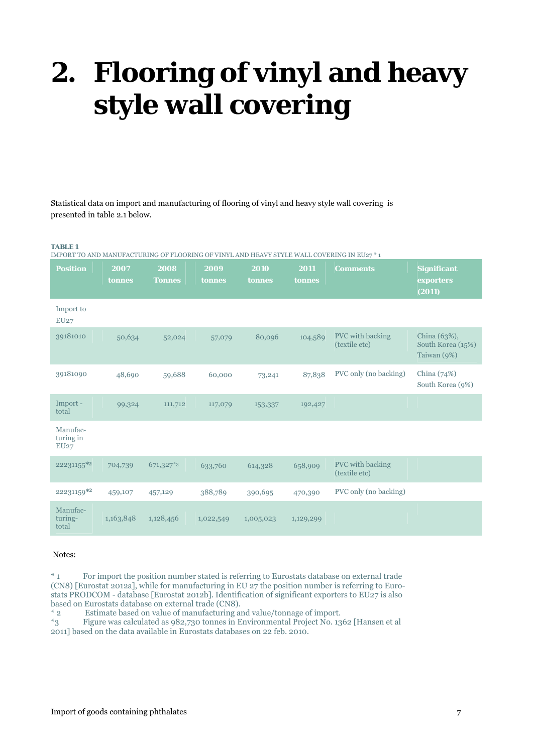# 2. Flooring of vinyl and heavy style wall covering

Statistical data on import and manufacturing of flooring of vinyl and heavy style wall covering is presented in table 2.1 below.

**TABLE 1**

IMPORT TO AND MANUFACTURING OF FLOORING OF VINYL AND HEAVY STYLE WALL COVERING IN EU27 * 1

| Position | 2007 tonnes | 2008 Tonnes | 2009 tonnes | 2010 tonnes | 2011 tonnes | Comments | Significant exporters (2011) |
|---|---|---|---|---|---|---|---|
| Import to EU27 | | | | | | | |
| 39181010 | 50,634 | 52,024 | 57,079 | 80,096 | 104,589 | PVC with backing (textile etc) | China (63%), South Korea (15%) Taiwan (9%) |
| 39181090 | 48,690 | 59,688 | 60,000 | 73,241 | 87,838 | PVC only (no backing) | China (74%) South Korea (9%) |
| Import - total | 99,324 | 111,712 | 117,079 | 153,337 | 192,427 | | |
| Manufac-turing in EU27 | | | | | | | |
| 22231155*2 | 704,739 | 671,327*3 | 633,760 | 614,328 | 658,909 | PVC with backing (textile etc) | |
| 22231159*2 | 459,107 | 457,129 | 388,789 | 390,695 | 470,390 | PVC only (no backing) | |
| Manufac-turing-total | 1,163,848 | 1,128,456 | 1,022,549 | 1,005,023 | 1,129,299 | | |

Notes:

* 1 For import the position number stated is referring to Eurostats database on external trade (CN8) [Eurostat 2012a], while for manufacturing in EU 27 the position number is referring to Eurostats PRODCOM - database [Eurostat 2012b]. Identification of significant exporters to EU27 is also based on Eurostats database on external trade (CN8).

* 2 Estimate based on value of manufacturing and value/tonnage of import.

*3 Figure was calculated as 982,730 tonnes in Environmental Project No. 1362 [Hansen et al 2011] based on the data available in Eurostats databases on 22 feb. 2010.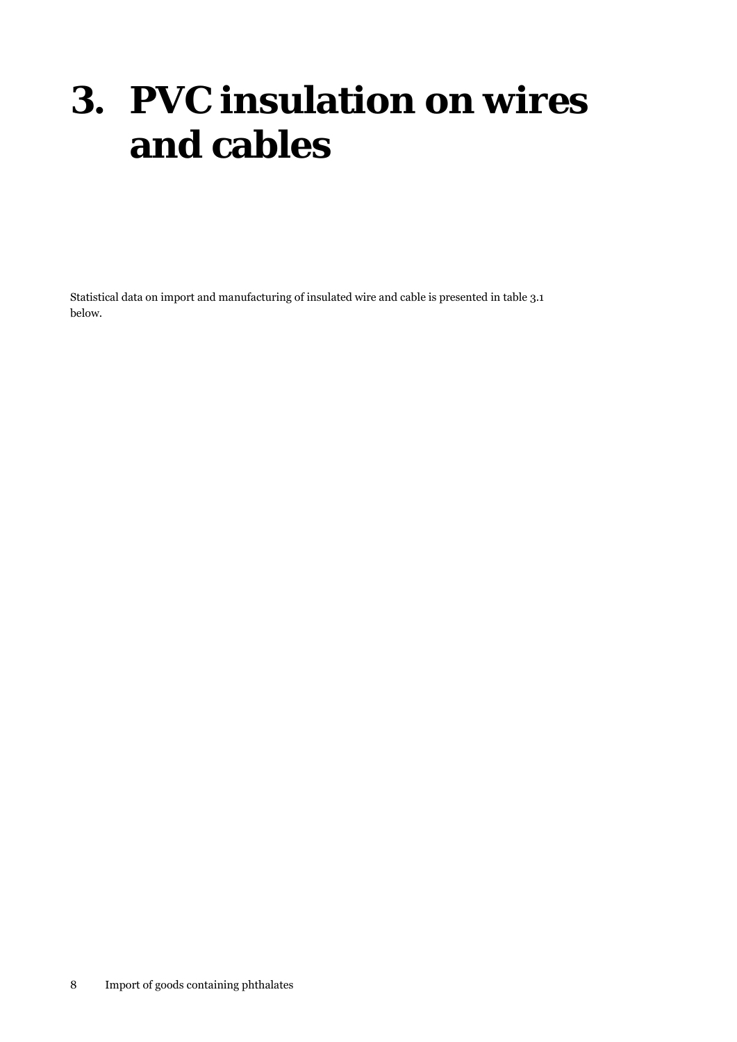# 3. PVC insulation on wires and cables

Statistical data on import and manufacturing of insulated wire and cable is presented in table 3.1 below.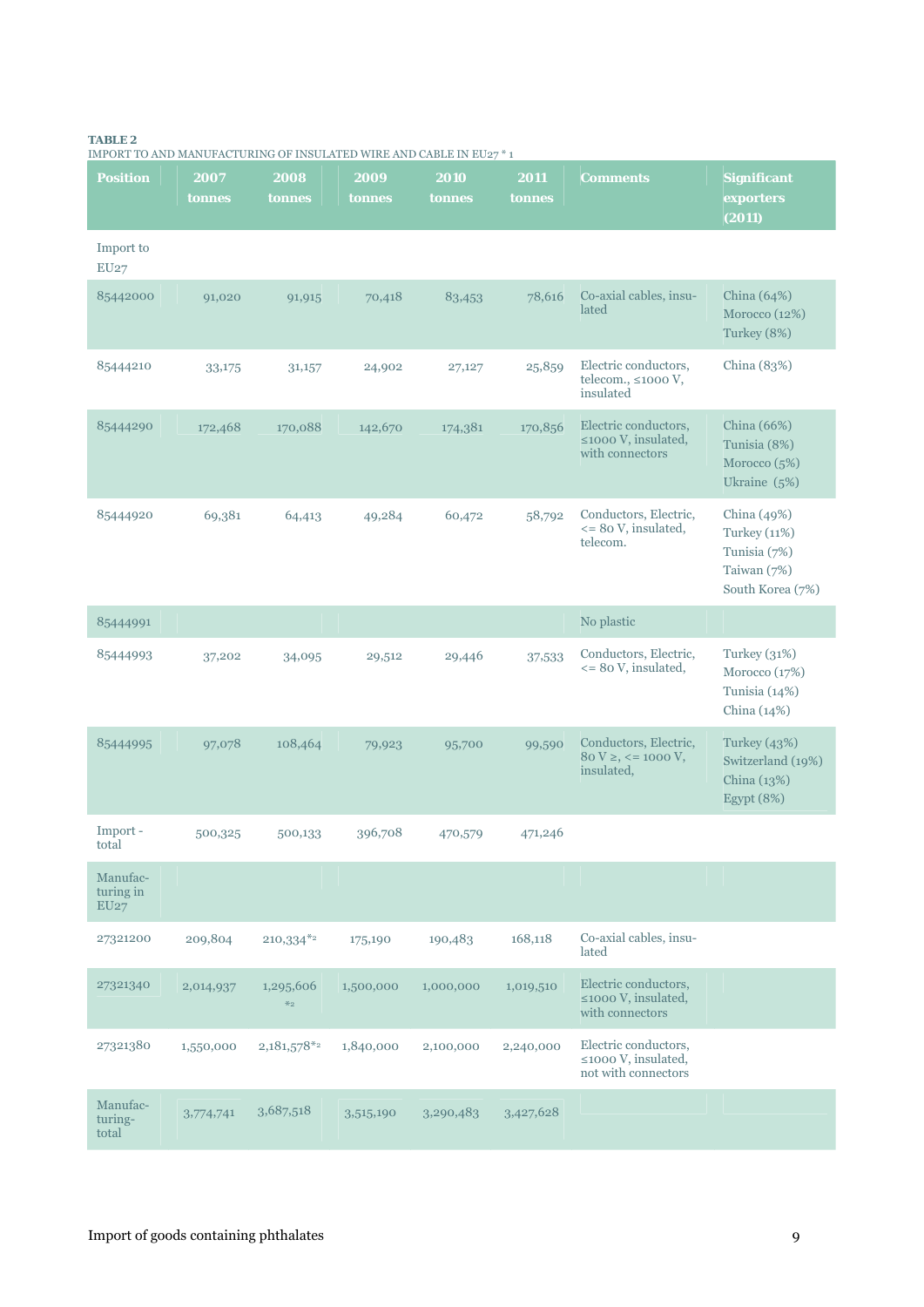**TABLE 2**
IMPORT TO AND MANUFACTURING OF INSULATED WIRE AND CABLE IN EU27 * 1

| Position | 2007 tonnes | 2008 tonnes | 2009 tonnes | 2010 tonnes | 2011 tonnes | Comments | Significant exporters (2011) |
|---|---|---|---|---|---|---|---|
| Import to EU27 | | | | | | | |
| 85442000 | 91,020 | 91,915 | 70,418 | 83,453 | 78,616 | Co-axial cables, insulated | China (64%) Morocco (12%) Turkey (8%) |
| 85444210 | 33,175 | 31,157 | 24,902 | 27,127 | 25,859 | Electric conductors, telecom., ≤1000 V, insulated | China (83%) |
| 85444290 | 172,468 | 170,088 | 142,670 | 174,381 | 170,856 | Electric conductors, ≤1000 V, insulated, with connectors | China (66%) Tunisia (8%) Morocco (5%) Ukraine (5%) |
| 85444920 | 69,381 | 64,413 | 49,284 | 60,472 | 58,792 | Conductors, Electric, <= 80 V, insulated, telecom. | China (49%) Turkey (11%) Tunisia (7%) Taiwan (7%) South Korea (7%) |
| 85444991 | | | | | | No plastic | |
| 85444993 | 37,202 | 34,095 | 29,512 | 29,446 | 37,533 | Conductors, Electric, <= 80 V, insulated, | Turkey (31%) Morocco (17%) Tunisia (14%) China (14%) |
| 85444995 | 97,078 | 108,464 | 79,923 | 95,700 | 99,590 | Conductors, Electric, 80 V ≥, <= 1000 V, insulated, | Turkey (43%) Switzerland (19%) China (13%) Egypt (8%) |
| Import - total | 500,325 | 500,133 | 396,708 | 470,579 | 471,246 | | |
| Manufacturing in EU27 | | | | | | | |
| 27321200 | 209,804 | 210,334*2 | 175,190 | 190,483 | 168,118 | Co-axial cables, insulated | |
| 27321340 | 2,014,937 | 1,295,606 *2 | 1,500,000 | 1,000,000 | 1,019,510 | Electric conductors, ≤1000 V, insulated, with connectors | |
| 27321380 | 1,550,000 | 2,181,578*2 | 1,840,000 | 2,100,000 | 2,240,000 | Electric conductors, ≤1000 V, insulated, not with connectors | |
| Manufacturing-total | 3,774,741 | 3,687,518 | 3,515,190 | 3,290,483 | 3,427,628 | | |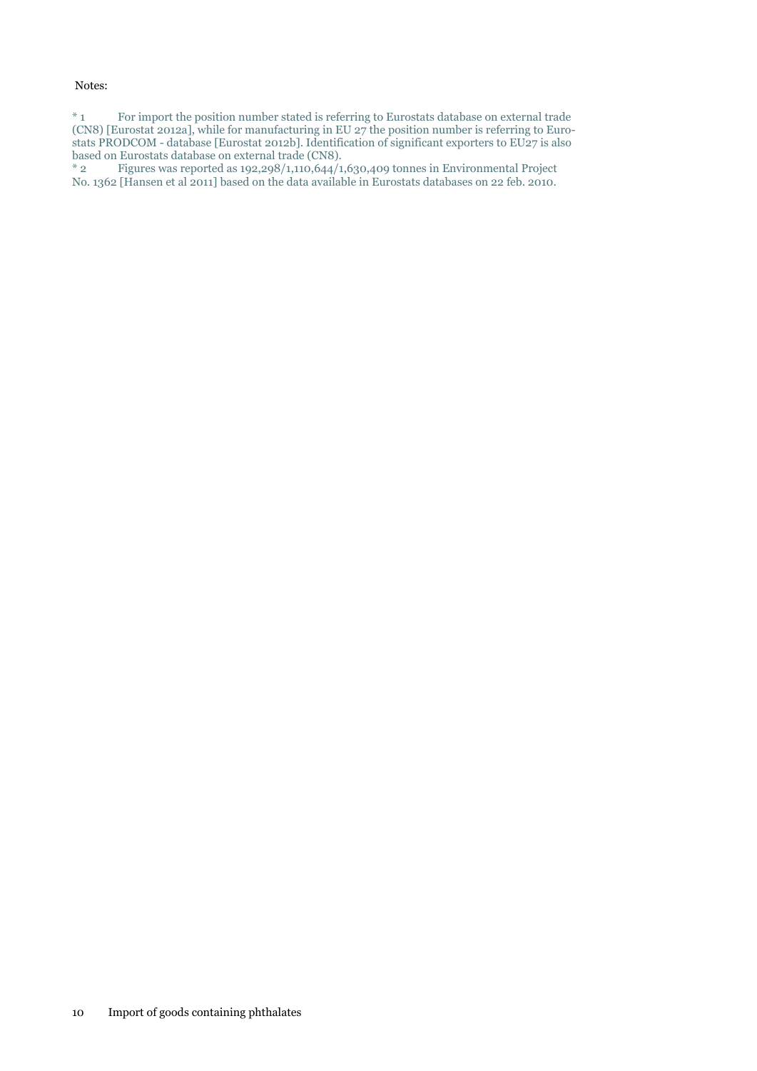Notes:

\* 1 For import the position number stated is referring to Eurostats database on external trade (CN8) [Eurostat 2012a], while for manufacturing in EU 27 the position number is referring to Eurostats PRODCOM - database [Eurostat 2012b]. Identification of significant exporters to EU27 is also based on Eurostats database on external trade (CN8).

\* 2 Figures was reported as 192,298/1,110,644/1,630,409 tonnes in Environmental Project No. 1362 [Hansen et al 2011] based on the data available in Eurostats databases on 22 feb. 2010.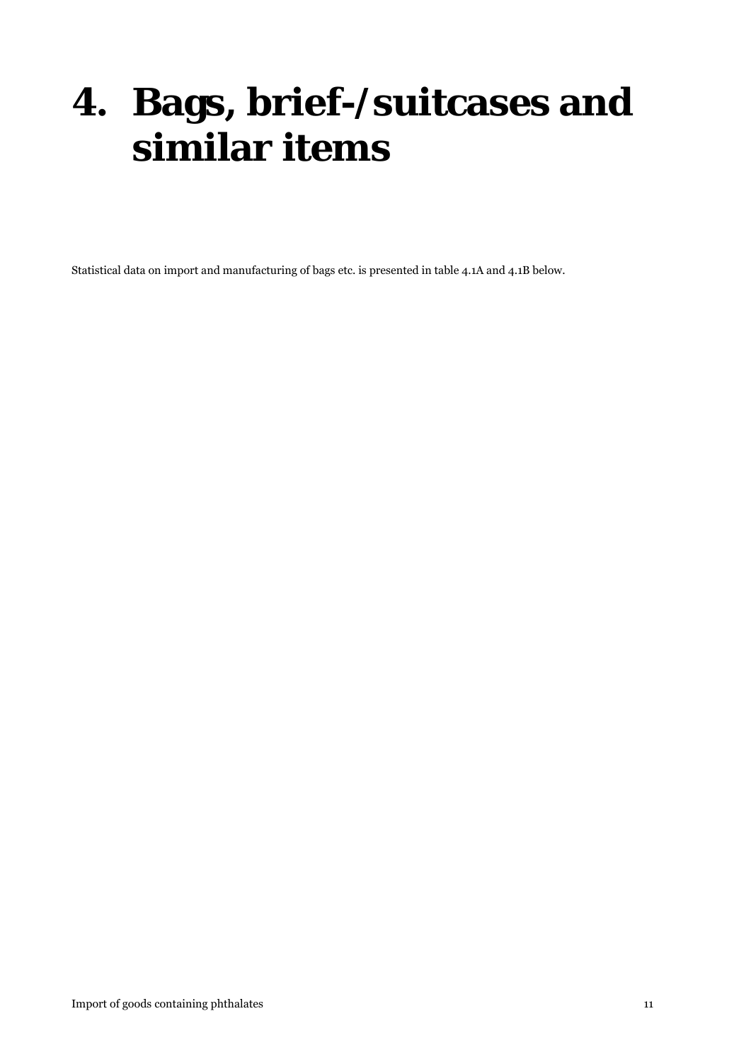# 4. Bags, brief-/suitcases and similar items

Statistical data on import and manufacturing of bags etc. is presented in table 4.1A and 4.1B below.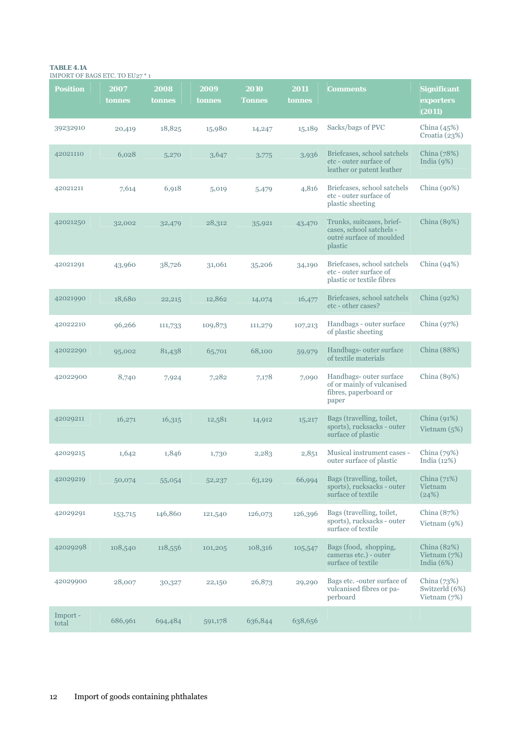**TABLE 4.1A**
IMPORT OF BAGS ETC. TO EU27 * 1

| Position | 2007 tonnes | 2008 tonnes | 2009 tonnes | 2010 Tonnes | 2011 tonnes | Comments | Significant exporters (2011) |
|---|---|---|---|---|---|---|---|
| 39232910 | 20,419 | 18,825 | 15,980 | 14,247 | 15,189 | Sacks/bags of PVC | China (45%) Croatia (23%) |
| 42021110 | 6,028 | 5,270 | 3,647 | 3,775 | 3,936 | Briefcases, school satchels etc - outer surface of leather or patent leather | China (78%) India (9%) |
| 42021211 | 7,614 | 6,918 | 5,019 | 5,479 | 4,816 | Briefcases, school satchels etc - outer surface of plastic sheeting | China (90%) |
| 42021250 | 32,002 | 32,479 | 28,312 | 35,921 | 43,470 | Trunks, suitcases, brief-cases, school satchels - outré surface of moulded plastic | China (89%) |
| 42021291 | 43,960 | 38,726 | 31,061 | 35,206 | 34,190 | Briefcases, school satchels etc - outer surface of plastic or textile fibres | China (94%) |
| 42021990 | 18,680 | 22,215 | 12,862 | 14,074 | 16,477 | Briefcases, school satchels etc - other cases? | China (92%) |
| 42022210 | 96,266 | 111,733 | 109,873 | 111,279 | 107,213 | Handbags - outer surface of plastic sheeting | China (97%) |
| 42022290 | 95,002 | 81,438 | 65,701 | 68,100 | 59,979 | Handbags- outer surface of textile materials | China (88%) |
| 42022900 | 8,740 | 7,924 | 7,282 | 7,178 | 7,090 | Handbags- outer surface of or mainly of vulcanised fibres, paperboard or paper | China (89%) |
| 42029211 | 16,271 | 16,315 | 12,581 | 14,912 | 15,217 | Bags (travelling, toilet, sports), rucksacks - outer surface of plastic | China (91%) Vietnam (5%) |
| 42029215 | 1,642 | 1,846 | 1,730 | 2,283 | 2,851 | Musical instrument cases - outer surface of plastic | China (79%) India (12%) |
| 42029219 | 50,074 | 55,054 | 52,237 | 63,129 | 66,994 | Bags (travelling, toilet, sports), rucksacks - outer surface of textile | China (71%) Vietnam (24%) |
| 42029291 | 153,715 | 146,860 | 121,540 | 126,073 | 126,396 | Bags (travelling, toilet, sports), rucksacks - outer surface of textile | China (87%) Vietnam (9%) |
| 42029298 | 108,540 | 118,556 | 101,205 | 108,316 | 105,547 | Bags (food, shopping, cameras etc.) - outer surface of textile | China (82%) Vietnam (7%) India (6%) |
| 42029900 | 28,007 | 30,327 | 22,150 | 26,873 | 29,290 | Bags etc. -outer surface of vulcanised fibres or pa-perboard | China (73%) Switzerld (6%) Vietnam (7%) |
| Import - total | 686,961 | 694,484 | 591,178 | 636,844 | 638,656 | | |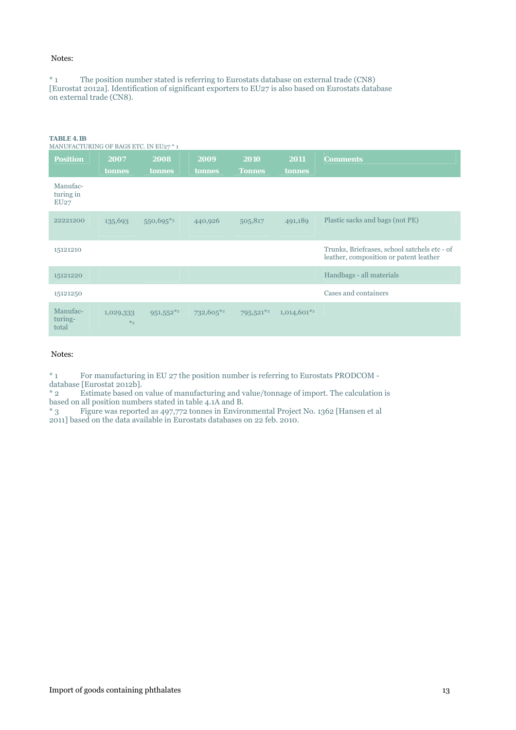Notes:

* 1 The position number stated is referring to Eurostats database on external trade (CN8) [Eurostat 2012a]. Identification of significant exporters to EU27 is also based on Eurostats database on external trade (CN8).

**TABLE 4.1B**
MANUFACTURING OF BAGS ETC. IN EU27 * 1

| Position | 2007 tonnes | 2008 tonnes | 2009 tonnes | 2010 Tonnes | 2011 tonnes | Comments |
|---|---|---|---|---|---|---|
| Manufacturing in EU27 | | | | | | |
| 22221200 | 135,693 | 550,695*3 | 440,926 | 505,817 | 491,189 | Plastic sacks and bags (not PE) |
| 15121210 | | | | | | Trunks, Briefcases, school satchels etc - of leather, composition or patent leather |
| 15121220 | | | | | | Handbags - all materials |
| 15121250 | | | | | | Cases and containers |
| Manufacturing-total | 1,029,333 *2 | 951,552*2 | 732,605*2 | 795,521*2 | 1,014,601*2 | |

Notes:

* 1 For manufacturing in EU 27 the position number is referring to Eurostats PRODCOM - database [Eurostat 2012b].
* 2 Estimate based on value of manufacturing and value/tonnage of import. The calculation is based on all position numbers stated in table 4.1A and B.
* 3 Figure was reported as 497,772 tonnes in Environmental Project No. 1362 [Hansen et al 2011] based on the data available in Eurostats databases on 22 feb. 2010.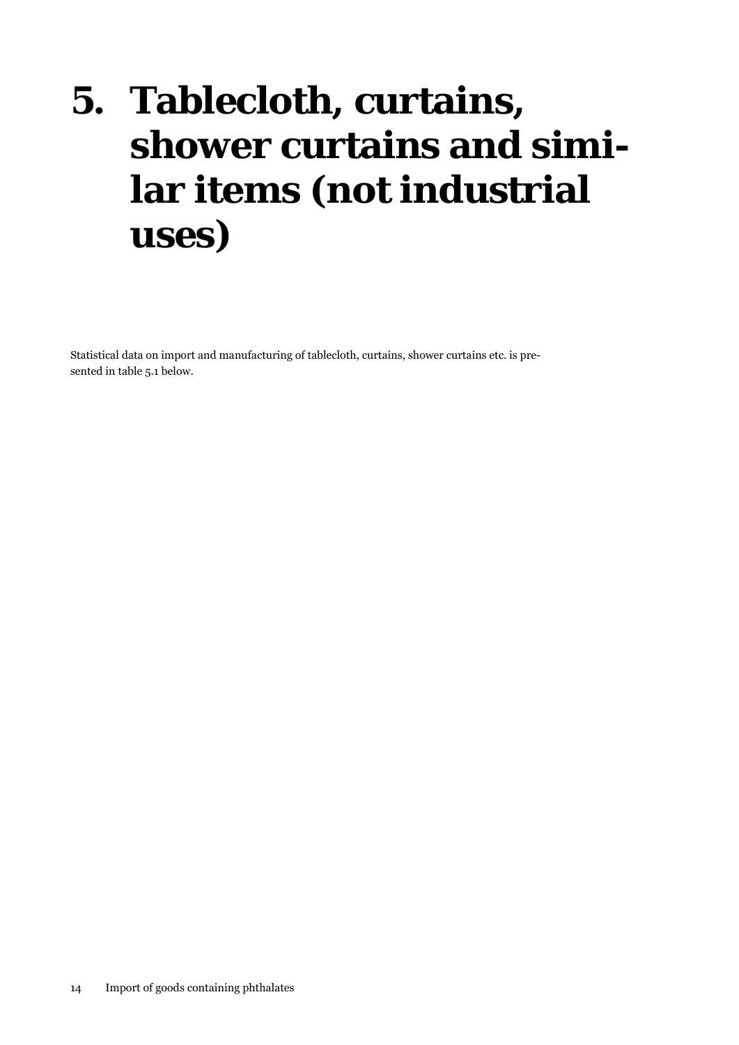# 5. Tablecloth, curtains, shower curtains and similar items (not industrial uses)

Statistical data on import and manufacturing of tablecloth, curtains, shower curtains etc. is presented in table 5.1 below.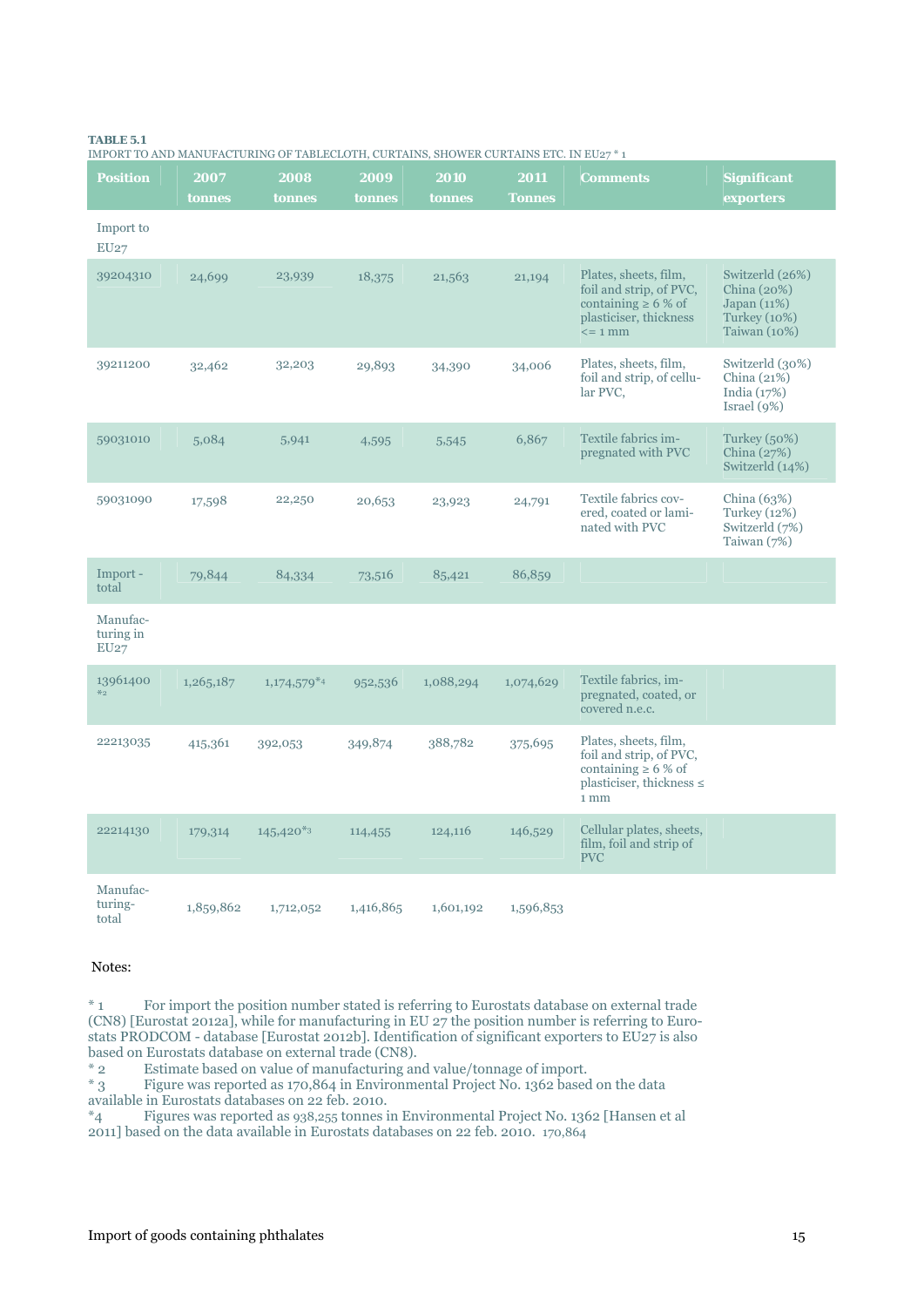**TABLE 5.1**
IMPORT TO AND MANUFACTURING OF TABLECLOTH, CURTAINS, SHOWER CURTAINS ETC. IN EU27 * 1

| Position | 2007 tonnes | 2008 tonnes | 2009 tonnes | 2010 tonnes | 2011 Tonnes | Comments | Significant exporters |
|---|---|---|---|---|---|---|---|
| Import to EU27 | | | | | | | |
| 39204310 | 24,699 | 23,939 | 18,375 | 21,563 | 21,194 | Plates, sheets, film, foil and strip, of PVC, containing ≥ 6 % of plasticiser, thickness <= 1 mm | Switzerld (26%) China (20%) Japan (11%) Turkey (10%) Taiwan (10%) |
| 39211200 | 32,462 | 32,203 | 29,893 | 34,390 | 34,006 | Plates, sheets, film, foil and strip, of cellular PVC, | Switzerld (30%) China (21%) India (17%) Israel (9%) |
| 59031010 | 5,084 | 5,941 | 4,595 | 5,545 | 6,867 | Textile fabrics impregnated with PVC | Turkey (50%) China (27%) Switzerld (14%) |
| 59031090 | 17,598 | 22,250 | 20,653 | 23,923 | 24,791 | Textile fabrics covered, coated or laminated with PVC | China (63%) Turkey (12%) Switzerld (7%) Taiwan (7%) |
| Import - total | 79,844 | 84,334 | 73,516 | 85,421 | 86,859 | | |
| Manufacturing in EU27 | | | | | | | |
| 13961400 *2 | 1,265,187 | 1,174,579*4 | 952,536 | 1,088,294 | 1,074,629 | Textile fabrics, impregnated, coated, or covered n.e.c. | |
| 22213035 | 415,361 | 392,053 | 349,874 | 388,782 | 375,695 | Plates, sheets, film, foil and strip, of PVC, containing ≥ 6 % of plasticiser, thickness ≤ 1 mm | |
| 22214130 | 179,314 | 145,420*3 | 114,455 | 124,116 | 146,529 | Cellular plates, sheets, film, foil and strip of PVC | |
| Manufacturing-total | 1,859,862 | 1,712,052 | 1,416,865 | 1,601,192 | 1,596,853 | | |

Notes:

* 1 For import the position number stated is referring to Eurostats database on external trade (CN8) [Eurostat 2012a], while for manufacturing in EU 27 the position number is referring to Eurostats PRODCOM - database [Eurostat 2012b]. Identification of significant exporters to EU27 is also based on Eurostats database on external trade (CN8).

* 2 Estimate based on value of manufacturing and value/tonnage of import.

* 3 Figure was reported as 170,864 in Environmental Project No. 1362 based on the data available in Eurostats databases on 22 feb. 2010.

*4 Figures was reported as 938,255 tonnes in Environmental Project No. 1362 [Hansen et al 2011] based on the data available in Eurostats databases on 22 feb. 2010. 170,864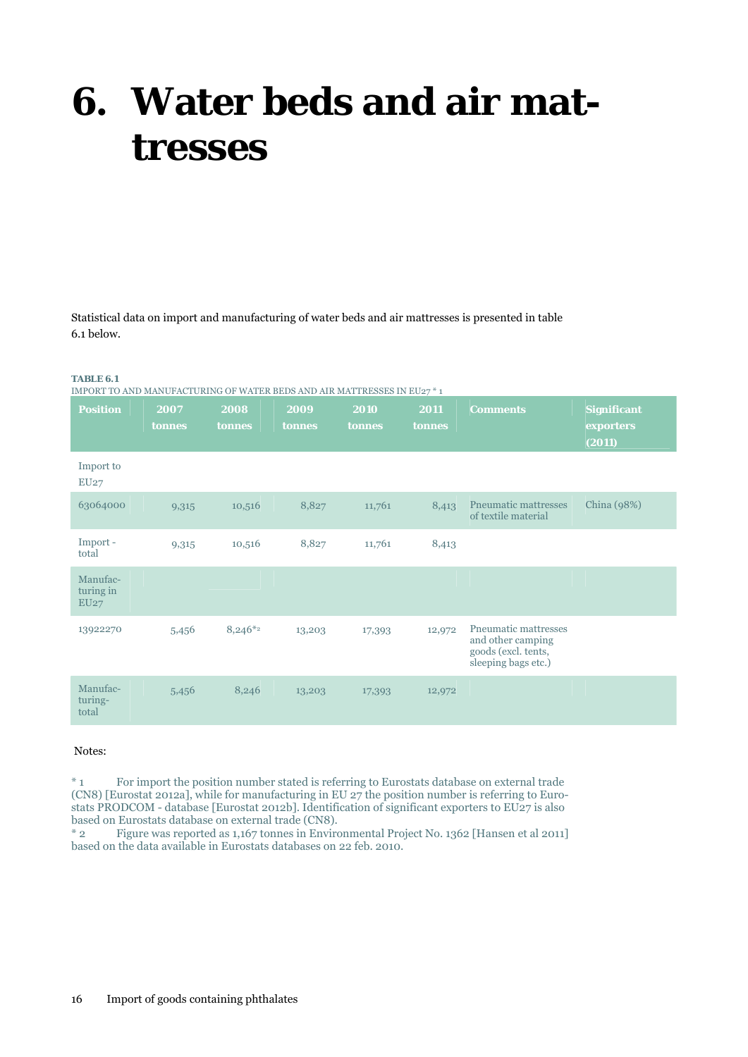# 6. Water beds and air mattresses

Statistical data on import and manufacturing of water beds and air mattresses is presented in table 6.1 below.

**TABLE 6.1**
IMPORT TO AND MANUFACTURING OF WATER BEDS AND AIR MATTRESSES IN EU27 * 1

| Position | 2007 tonnes | 2008 tonnes | 2009 tonnes | 2010 tonnes | 2011 tonnes | Comments | Significant exporters (2011) |
|---|---|---|---|---|---|---|---|
| Import to EU27 | | | | | | | |
| 63064000 | 9,315 | 10,516 | 8,827 | 11,761 | 8,413 | Pneumatic mattresses of textile material | China (98%) |
| Import - total | 9,315 | 10,516 | 8,827 | 11,761 | 8,413 | | |
| Manufac-turing in EU27 | | | | | | | |
| 13922270 | 5,456 | 8,246*2 | 13,203 | 17,393 | 12,972 | Pneumatic mattresses and other camping goods (excl. tents, sleeping bags etc.) | |
| Manufac-turing-total | 5,456 | 8,246 | 13,203 | 17,393 | 12,972 | | |

Notes:

\* 1 For import the position number stated is referring to Eurostats database on external trade (CN8) [Eurostat 2012a], while for manufacturing in EU 27 the position number is referring to Eurostats PRODCOM - database [Eurostat 2012b]. Identification of significant exporters to EU27 is also based on Eurostats database on external trade (CN8).

\* 2 Figure was reported as 1,167 tonnes in Environmental Project No. 1362 [Hansen et al 2011] based on the data available in Eurostats databases on 22 feb. 2010.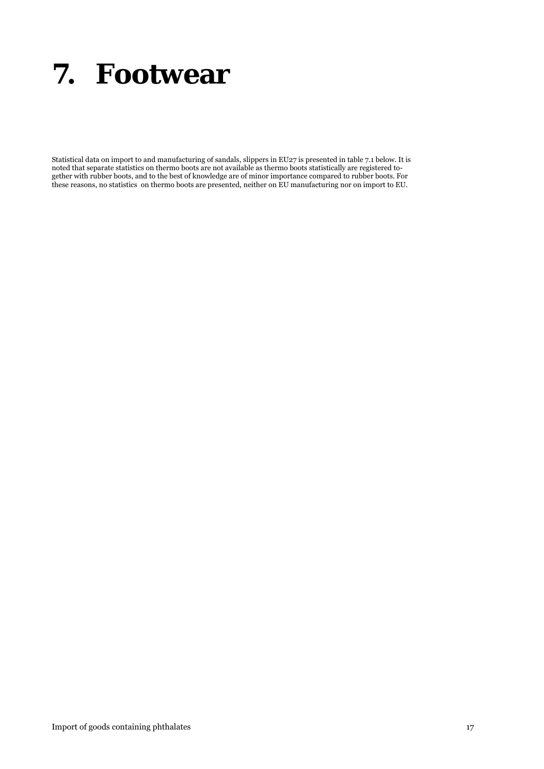# 7. Footwear

Statistical data on import to and manufacturing of sandals, slippers in EU27 is presented in table 7.1 below. It is noted that separate statistics on thermo boots are not available as thermo boots statistically are registered together with rubber boots, and to the best of knowledge are of minor importance compared to rubber boots. For these reasons, no statistics on thermo boots are presented, neither on EU manufacturing nor on import to EU.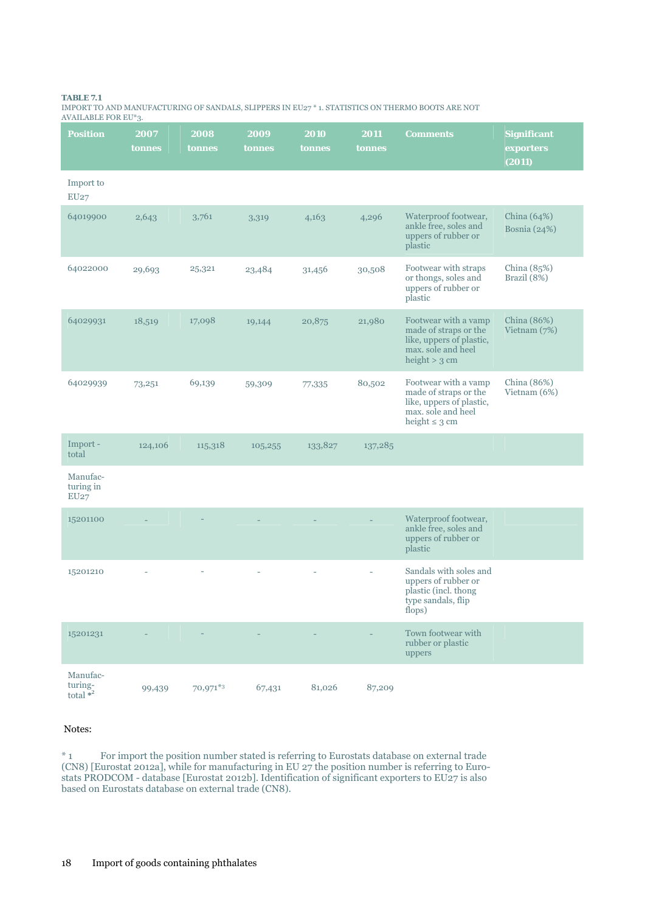**TABLE 7.1**

IMPORT TO AND MANUFACTURING OF SANDALS, SLIPPERS IN EU27 * 1. STATISTICS ON THERMO BOOTS ARE NOT AVAILABLE FOR EU*3.

| Position | 2007 tonnes | 2008 tonnes | 2009 tonnes | 2010 tonnes | 2011 tonnes | Comments | Significant exporters (2011) |
|---|---|---|---|---|---|---|---|
| Import to EU27 | | | | | | | |
| 64019900 | 2,643 | 3,761 | 3,319 | 4,163 | 4,296 | Waterproof footwear, ankle free, soles and uppers of rubber or plastic | China (64%) Bosnia (24%) |
| 64022000 | 29,693 | 25,321 | 23,484 | 31,456 | 30,508 | Footwear with straps or thongs, soles and uppers of rubber or plastic | China (85%) Brazil (8%) |
| 64029931 | 18,519 | 17,098 | 19,144 | 20,875 | 21,980 | Footwear with a vamp made of straps or the like, uppers of plastic, max. sole and heel height > 3 cm | China (86%) Vietnam (7%) |
| 64029939 | 73,251 | 69,139 | 59,309 | 77,335 | 80,502 | Footwear with a vamp made of straps or the like, uppers of plastic, max. sole and heel height ≤ 3 cm | China (86%) Vietnam (6%) |
| Import - total | 124,106 | 115,318 | 105,255 | 133,827 | 137,285 | | |
| Manufacturing in EU27 | | | | | | | |
| 15201100 | - | - | - | - | - | Waterproof footwear, ankle free, soles and uppers of rubber or plastic | |
| 15201210 | - | - | - | - | - | Sandals with soles and uppers of rubber or plastic (incl. thong type sandals, flip flops) | |
| 15201231 | - | - | - | - | - | Town footwear with rubber or plastic uppers | |
| Manufacturing-total *2 | 99,439 | 70,971*3 | 67,431 | 81,026 | 87,209 | | |

Notes:

*1 For import the position number stated is referring to Eurostats database on external trade (CN8) [Eurostat 2012a], while for manufacturing in EU 27 the position number is referring to Eurostats PRODCOM - database [Eurostat 2012b]. Identification of significant exporters to EU27 is also based on Eurostats database on external trade (CN8).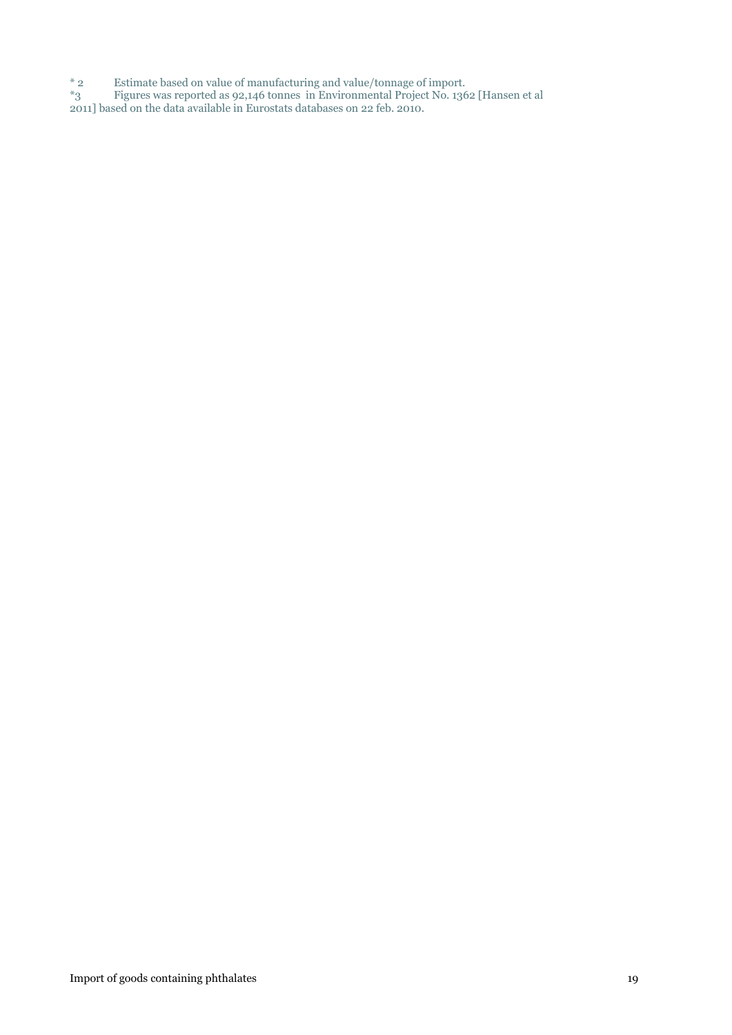\* 2 Estimate based on value of manufacturing and value/tonnage of import.

*3 Figures was reported as 92,146 tonnes in Environmental Project No. 1362 [Hansen et al 2011] based on the data available in Eurostats databases on 22 feb. 2010.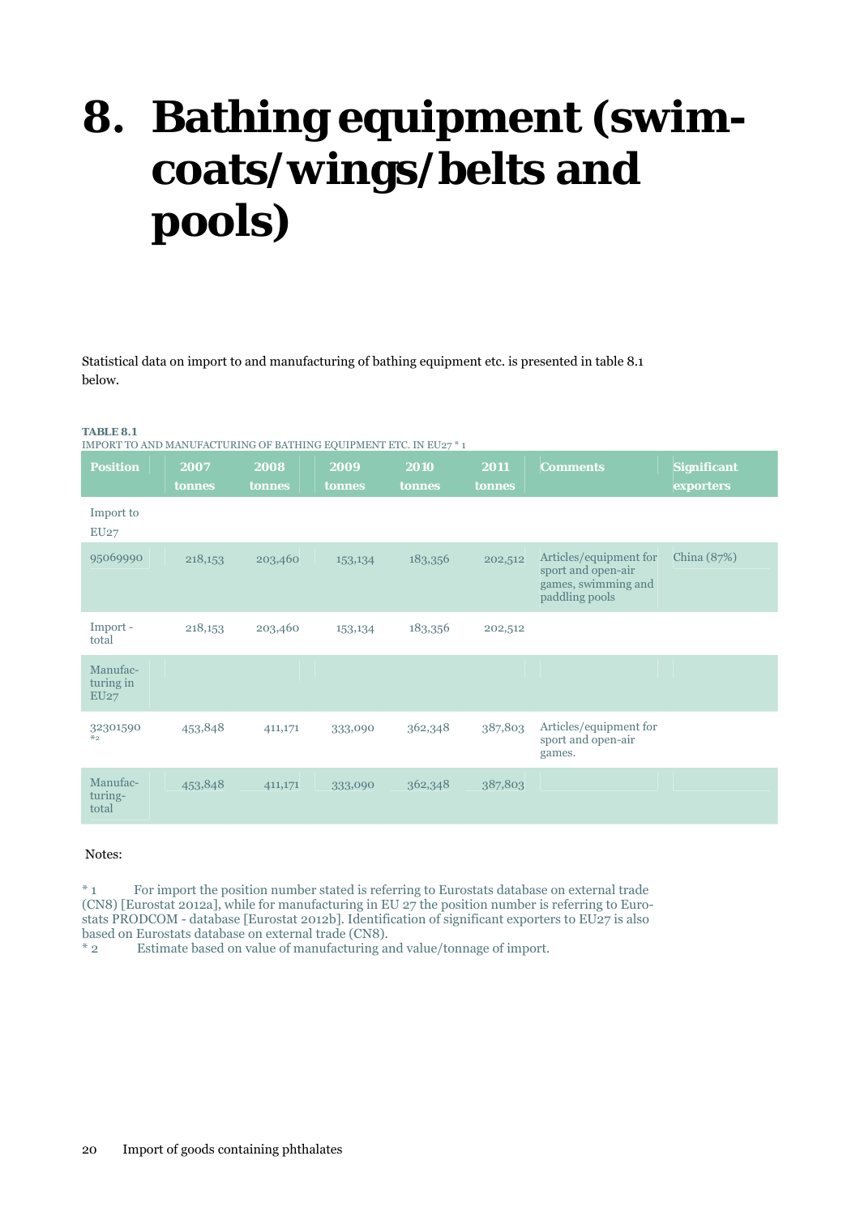# 8. Bathing equipment (swim-coats/wings/belts and pools)

Statistical data on import to and manufacturing of bathing equipment etc. is presented in table 8.1 below.

**TABLE 8.1**
IMPORT TO AND MANUFACTURING OF BATHING EQUIPMENT ETC. IN EU27 * 1

| Position | 2007 tonnes | 2008 tonnes | 2009 tonnes | 2010 tonnes | 2011 tonnes | Comments | Significant exporters |
|---|---|---|---|---|---|---|---|
| Import to EU27 | | | | | | | |
| 95069990 | 218,153 | 203,460 | 153,134 | 183,356 | 202,512 | Articles/equipment for sport and open-air games, swimming and paddling pools | China (87%) |
| Import - total | 218,153 | 203,460 | 153,134 | 183,356 | 202,512 | | |
| Manufac-turing in EU27 | | | | | | | |
| 32301590 *2 | 453,848 | 411,171 | 333,090 | 362,348 | 387,803 | Articles/equipment for sport and open-air games. | |
| Manufac-turing-total | 453,848 | 411,171 | 333,090 | 362,348 | 387,803 | | |

Notes:

\* 1 For import the position number stated is referring to Eurostats database on external trade (CN8) [Eurostat 2012a], while for manufacturing in EU 27 the position number is referring to Eurostats PRODCOM - database [Eurostat 2012b]. Identification of significant exporters to EU27 is also based on Eurostats database on external trade (CN8).

\* 2 Estimate based on value of manufacturing and value/tonnage of import.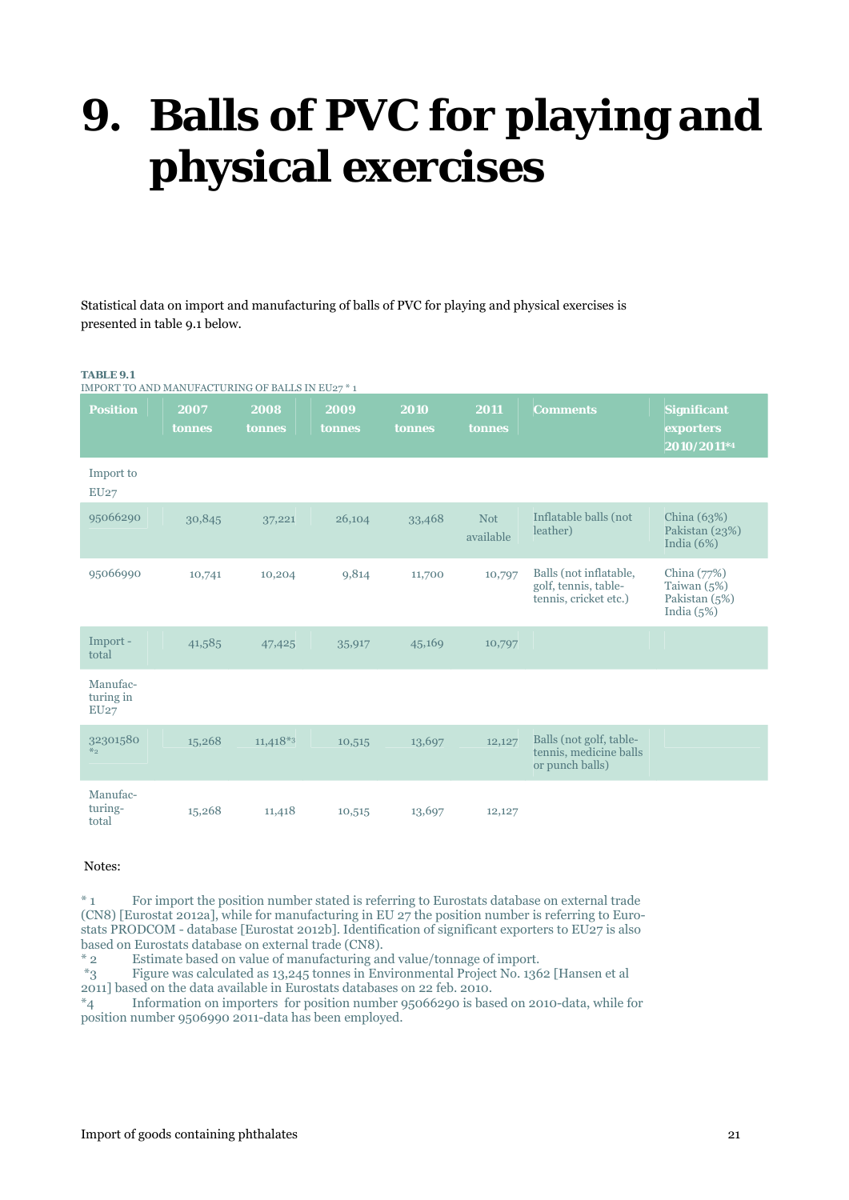# 9. Balls of PVC for playing and physical exercises

Statistical data on import and manufacturing of balls of PVC for playing and physical exercises is presented in table 9.1 below.

**TABLE 9.1**
IMPORT TO AND MANUFACTURING OF BALLS IN EU27 * 1

| Position | 2007 tonnes | 2008 tonnes | 2009 tonnes | 2010 tonnes | 2011 tonnes | Comments | Significant exporters 2010/2011*4 |
|---|---|---|---|---|---|---|---|
| Import to EU27 | | | | | | | |
| 95066290 | 30,845 | 37,221 | 26,104 | 33,468 | Not available | Inflatable balls (not leather) | China (63%) Pakistan (23%) India (6%) |
| 95066990 | 10,741 | 10,204 | 9,814 | 11,700 | 10,797 | Balls (not inflatable, golf, tennis, table-tennis, cricket etc.) | China (77%) Taiwan (5%) Pakistan (5%) India (5%) |
| Import - total | 41,585 | 47,425 | 35,917 | 45,169 | 10,797 | | |
| Manufacturing in EU27 | | | | | | | |
| 32301580 *2 | 15,268 | 11,418*3 | 10,515 | 13,697 | 12,127 | Balls (not golf, table-tennis, medicine balls or punch balls) | |
| Manufacturing-total | 15,268 | 11,418 | 10,515 | 13,697 | 12,127 | | |

Notes:

\* 1 For import the position number stated is referring to Eurostats database on external trade (CN8) [Eurostat 2012a], while for manufacturing in EU 27 the position number is referring to Eurostats PRODCOM - database [Eurostat 2012b]. Identification of significant exporters to EU27 is also based on Eurostats database on external trade (CN8).

\* 2 Estimate based on value of manufacturing and value/tonnage of import.

\*3 Figure was calculated as 13,245 tonnes in Environmental Project No. 1362 [Hansen et al 2011] based on the data available in Eurostats databases on 22 feb. 2010.

\*4 Information on importers for position number 95066290 is based on 2010-data, while for position number 9506990 2011-data has been employed.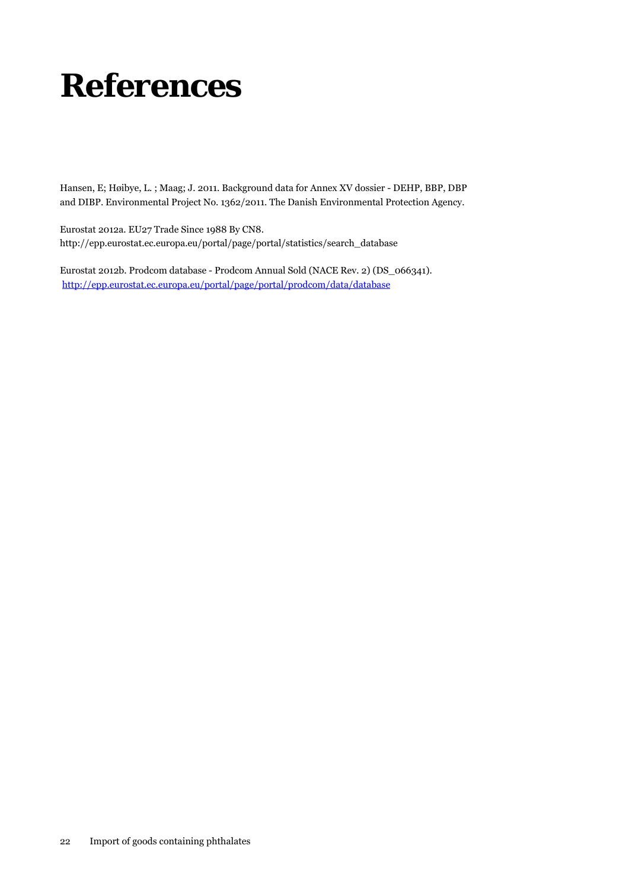# References

Hansen, E; Høibye, L. ; Maag; J. 2011. Background data for Annex XV dossier - DEHP, BBP, DBP and DIBP. Environmental Project No. 1362/2011. The Danish Environmental Protection Agency.

Eurostat 2012a. EU27 Trade Since 1988 By CN8.
http://epp.eurostat.ec.europa.eu/portal/page/portal/statistics/search_database

Eurostat 2012b. Prodcom database - Prodcom Annual Sold (NACE Rev. 2) (DS_066341).
http://epp.eurostat.ec.europa.eu/portal/page/portal/prodcom/data/database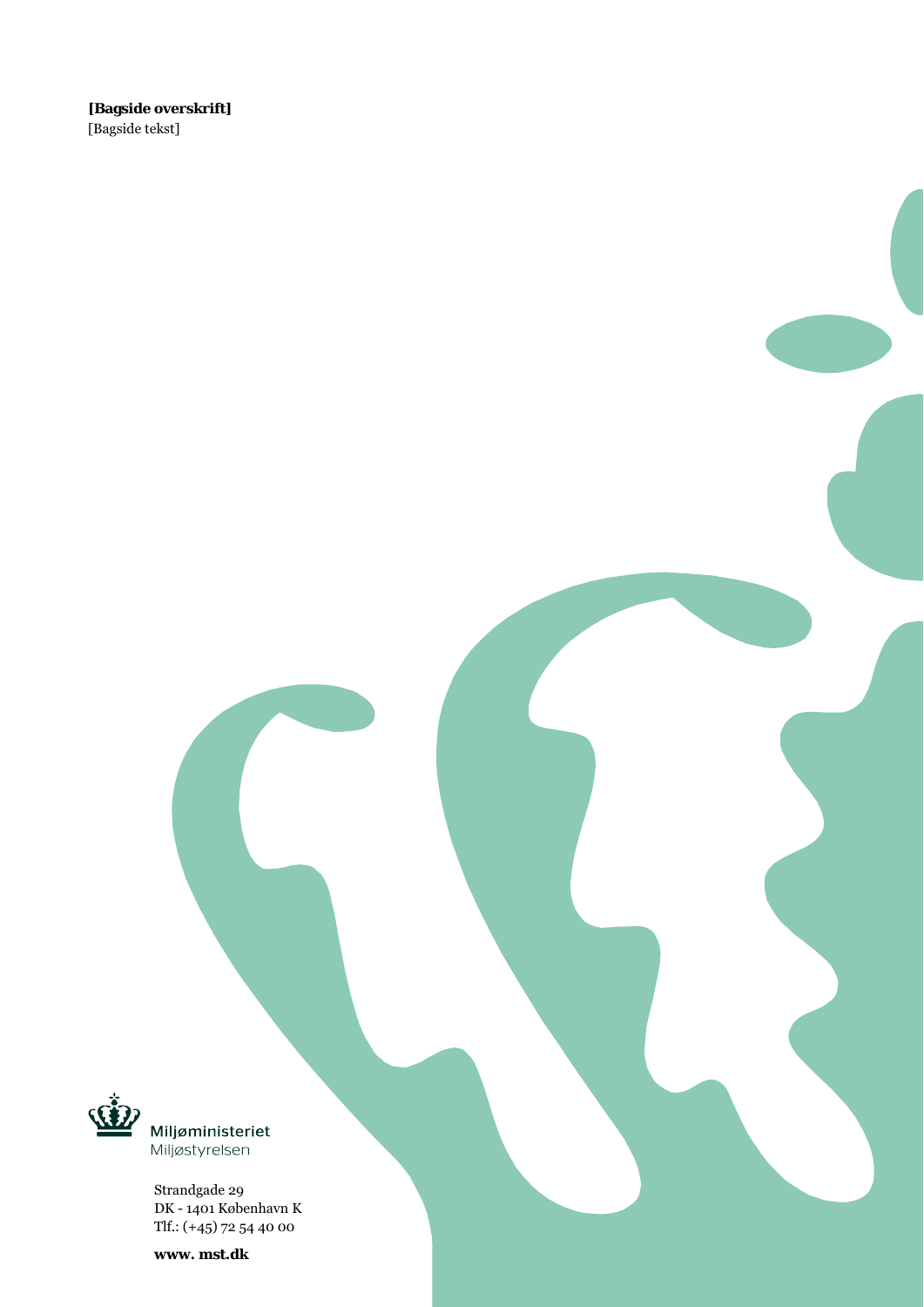**[Bagside overskrift]**
[Bagside tekst]

Miljøministeriet
Miljøstyrelsen

Strandgade 29
DK - 1401 København K
Tlf.: (+45) 72 54 40 00

**www. mst.dk**